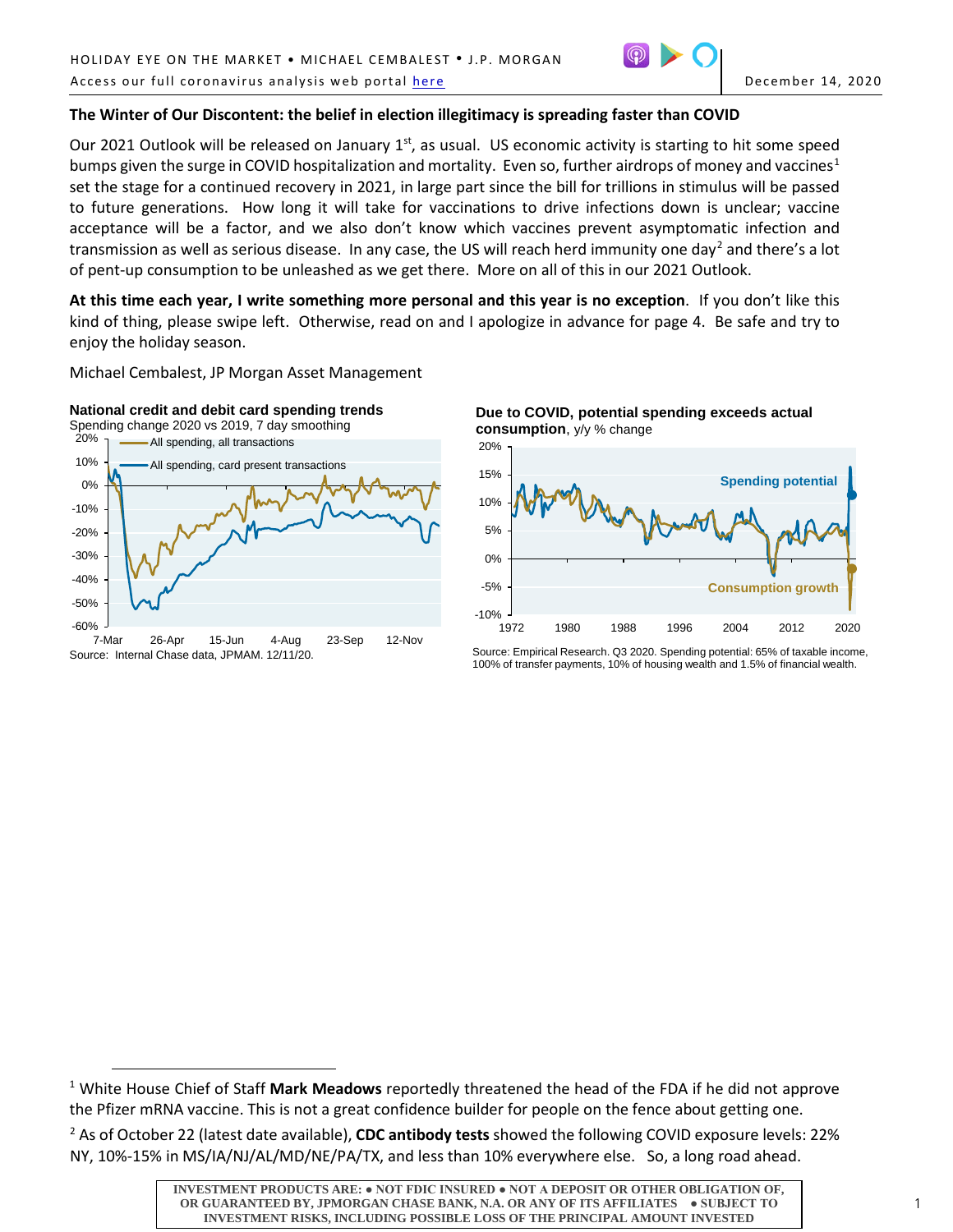## The Winter of Our Discontent: the belief in election illegitimacy is spreading faster than COVID

Our 2021 Outlook will be released on January 1st, as usual. US economic activity is starting to hit some speed bumps given the surge in COVID hospitalization and mortality. Even so, further airdrops of money and vaccines[1] set the stage for a continued recovery in 2021, in large part since the bill for trillions in stimulus will be passed to future generations. How long it will take for vaccinations to drive infections down is unclear; vaccine acceptance will be a factor, and we also don't know which vaccines prevent asymptomatic infection and transmission as well as serious disease. In any case, the US will reach herd immunity one day[2] and there's a lot of pent-up consumption to be unleashed as we get there. More on all of this in our 2021 Outlook.

**At this time each year, I write something more personal and this year is no exception**. If you don't like this kind of thing, please swipe left. Otherwise, read on and I apologize in advance for page 4. Be safe and try to enjoy the holiday season.

Michael Cembalest, JP Morgan Asset Management

**National credit and debit card spending trends**
Spending change 2020 vs 2019, 7 day smoothing

Source: Internal Chase data, JPMAM. 12/11/20.

**Due to COVID, potential spending exceeds actual consumption**, y/y % change

Source: Empirical Research. Q3 2020. Spending potential: 65% of taxable income, 100% of transfer payments, 10% of housing wealth and 1.5% of financial wealth.

---

[1] White House Chief of Staff **Mark Meadows** reportedly threatened the head of the FDA if he did not approve the Pfizer mRNA vaccine. This is not a great confidence builder for people on the fence about getting one.

[2] As of October 22 (latest date available), **CDC antibody tests** showed the following COVID exposure levels: 22% NY, 10%-15% in MS/IA/NJ/AL/MD/NE/PA/TX, and less than 10% everywhere else. So, a long road ahead.

INVESTMENT PRODUCTS ARE: • NOT FDIC INSURED • NOT A DEPOSIT OR OTHER OBLIGATION OF, OR GUARANTEED BY, JPMORGAN CHASE BANK, N.A. OR ANY OF ITS AFFILIATES • SUBJECT TO INVESTMENT RISKS, INCLUDING POSSIBLE LOSS OF THE PRINCIPAL AMOUNT INVESTED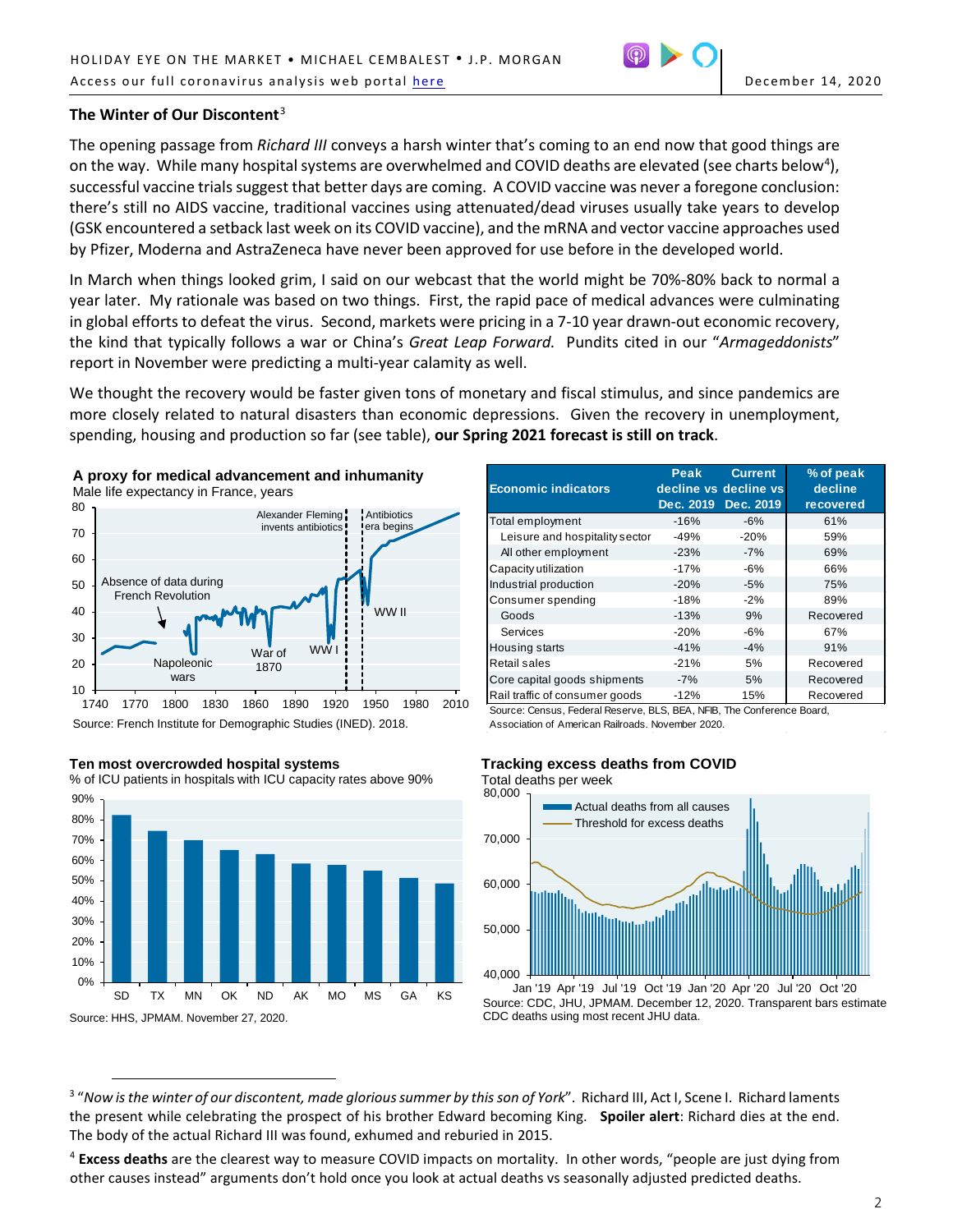## The Winter of Our Discontent[3]

The opening passage from *Richard III* conveys a harsh winter that's coming to an end now that good things are on the way. While many hospital systems are overwhelmed and COVID deaths are elevated (see charts below[4]), successful vaccine trials suggest that better days are coming. A COVID vaccine was never a foregone conclusion: there's still no AIDS vaccine, traditional vaccines using attenuated/dead viruses usually take years to develop (GSK encountered a setback last week on its COVID vaccine), and the mRNA and vector vaccine approaches used by Pfizer, Moderna and AstraZeneca have never been approved for use before in the developed world.

In March when things looked grim, I said on our webcast that the world might be 70%-80% back to normal a year later. My rationale was based on two things. First, the rapid pace of medical advances were culminating in global efforts to defeat the virus. Second, markets were pricing in a 7-10 year drawn-out economic recovery, the kind that typically follows a war or China's *Great Leap Forward.* Pundits cited in our "*Armageddonists*" report in November were predicting a multi-year calamity as well.

We thought the recovery would be faster given tons of monetary and fiscal stimulus, and since pandemics are more closely related to natural disasters than economic depressions. Given the recovery in unemployment, spending, housing and production so far (see table), **our Spring 2021 forecast is still on track**.

**A proxy for medical advancement and inhumanity**
Male life expectancy in France, years

Source: French Institute for Demographic Studies (INED). 2018.

| Economic indicators | Peak decline vs Dec. 2019 | Current decline vs Dec. 2019 | % of peak decline recovered |
|---|---|---|---|
| Total employment | -16% | -6% | 61% |
| Leisure and hospitality sector | -49% | -20% | 59% |
| All other employment | -23% | -7% | 69% |
| Capacity utilization | -17% | -6% | 66% |
| Industrial production | -20% | -5% | 75% |
| Consumer spending | -18% | -2% | 89% |
| Goods | -13% | 9% | Recovered |
| Services | -20% | -6% | 67% |
| Housing starts | -41% | -4% | 91% |
| Retail sales | -21% | 5% | Recovered |
| Core capital goods shipments | -7% | 5% | Recovered |
| Rail traffic of consumer goods | -12% | 15% | Recovered |

Source: Census, Federal Reserve, BLS, BEA, NFIB, The Conference Board, Association of American Railroads. November 2020.

**Ten most overcrowded hospital systems**
% of ICU patients in hospitals with ICU capacity rates above 90%

Source: HHS, JPMAM. November 27, 2020.

**Tracking excess deaths from COVID**
Total deaths per week

Source: CDC, JHU, JPMAM. December 12, 2020. Transparent bars estimate CDC deaths using most recent JHU data.

---

[3] "*Now is the winter of our discontent, made glorious summer by this son of York*". Richard III, Act I, Scene I. Richard laments the present while celebrating the prospect of his brother Edward becoming King. **Spoiler alert**: Richard dies at the end. The body of the actual Richard III was found, exhumed and reburied in 2015.

[4] **Excess deaths** are the clearest way to measure COVID impacts on mortality. In other words, "people are just dying from other causes instead" arguments don't hold once you look at actual deaths vs seasonally adjusted predicted deaths.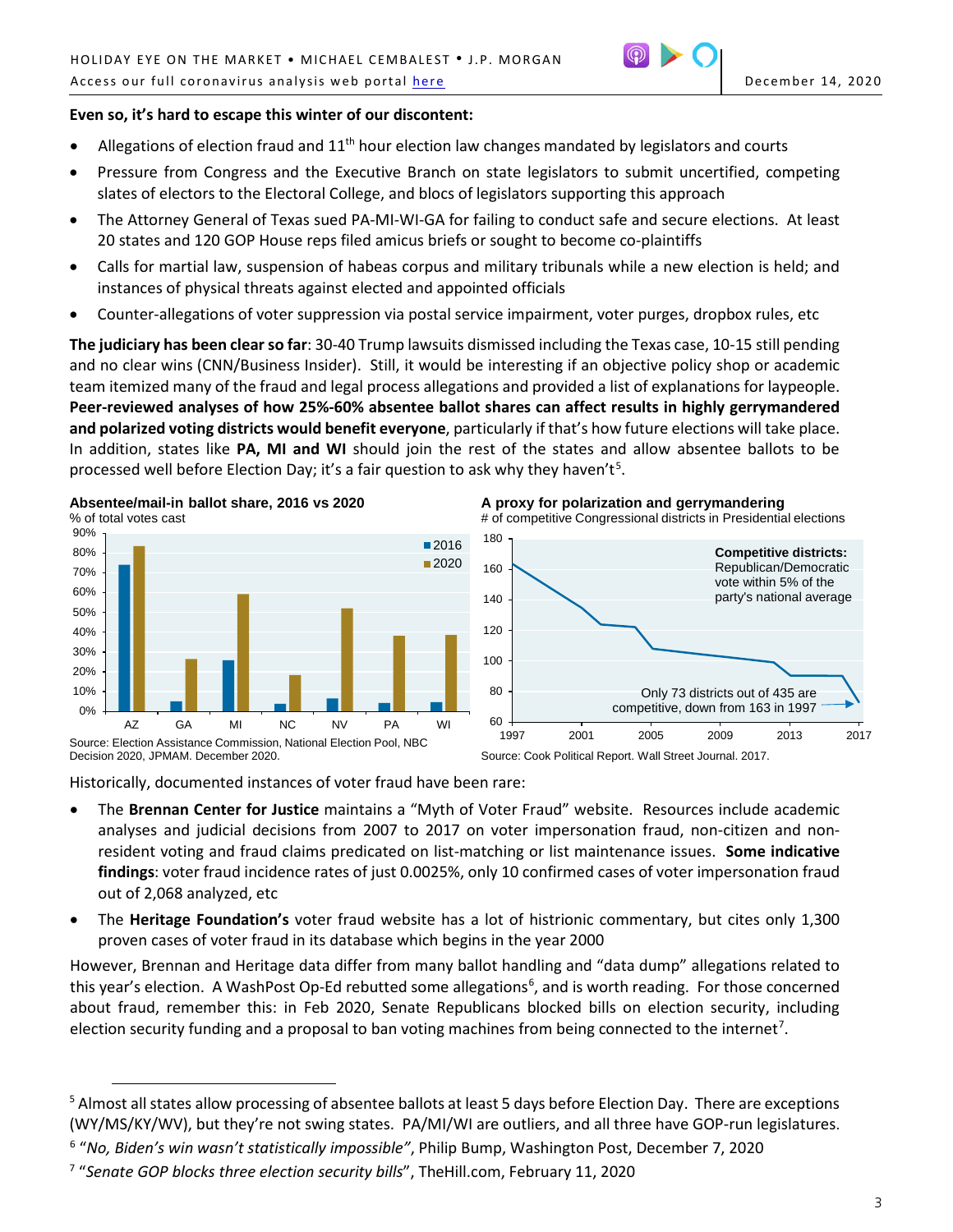**Even so, it's hard to escape this winter of our discontent:**

- Allegations of election fraud and 11th hour election law changes mandated by legislators and courts
- Pressure from Congress and the Executive Branch on state legislators to submit uncertified, competing slates of electors to the Electoral College, and blocs of legislators supporting this approach
- The Attorney General of Texas sued PA-MI-WI-GA for failing to conduct safe and secure elections. At least 20 states and 120 GOP House reps filed amicus briefs or sought to become co-plaintiffs
- Calls for martial law, suspension of habeas corpus and military tribunals while a new election is held; and instances of physical threats against elected and appointed officials
- Counter-allegations of voter suppression via postal service impairment, voter purges, dropbox rules, etc

**The judiciary has been clear so far**: 30-40 Trump lawsuits dismissed including the Texas case, 10-15 still pending and no clear wins (CNN/Business Insider). Still, it would be interesting if an objective policy shop or academic team itemized many of the fraud and legal process allegations and provided a list of explanations for laypeople. **Peer-reviewed analyses of how 25%-60% absentee ballot shares can affect results in highly gerrymandered and polarized voting districts would benefit everyone**, particularly if that's how future elections will take place. In addition, states like **PA, MI and WI** should join the rest of the states and allow absentee ballots to be processed well before Election Day; it's a fair question to ask why they haven't[5].

**Absentee/mail-in ballot share, 2016 vs 2020**
% of total votes cast

Source: Election Assistance Commission, National Election Pool, NBC Decision 2020, JPMAM. December 2020.

**A proxy for polarization and gerrymandering**
# of competitive Congressional districts in Presidential elections

Competitive districts: Republican/Democratic vote within 5% of the party's national average

Only 73 districts out of 435 are competitive, down from 163 in 1997

Source: Cook Political Report. Wall Street Journal. 2017.

Historically, documented instances of voter fraud have been rare:

- The **Brennan Center for Justice** maintains a "Myth of Voter Fraud" website. Resources include academic analyses and judicial decisions from 2007 to 2017 on voter impersonation fraud, non-citizen and non-resident voting and fraud claims predicated on list-matching or list maintenance issues. **Some indicative findings**: voter fraud incidence rates of just 0.0025%, only 10 confirmed cases of voter impersonation fraud out of 2,068 analyzed, etc
- The **Heritage Foundation's** voter fraud website has a lot of histrionic commentary, but cites only 1,300 proven cases of voter fraud in its database which begins in the year 2000

However, Brennan and Heritage data differ from many ballot handling and "data dump" allegations related to this year's election. A WashPost Op-Ed rebutted some allegations[6], and is worth reading. For those concerned about fraud, remember this: in Feb 2020, Senate Republicans blocked bills on election security, including election security funding and a proposal to ban voting machines from being connected to the internet[7].

---

[5] Almost all states allow processing of absentee ballots at least 5 days before Election Day. There are exceptions (WY/MS/KY/WV), but they're not swing states. PA/MI/WI are outliers, and all three have GOP-run legislatures.

[6] "*No, Biden's win wasn't statistically impossible*", Philip Bump, Washington Post, December 7, 2020

[7] "*Senate GOP blocks three election security bills*", TheHill.com, February 11, 2020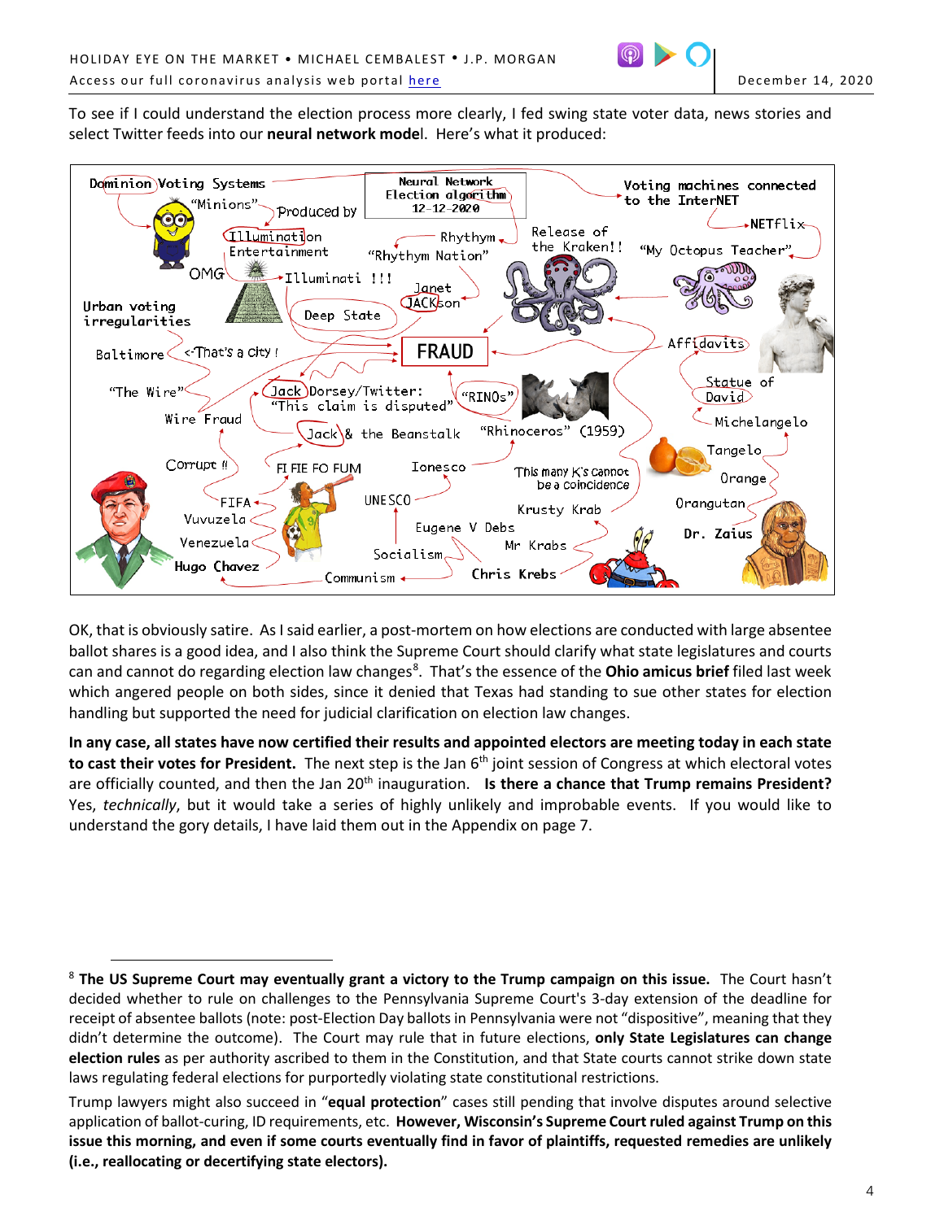To see if I could understand the election process more clearly, I fed swing state voter data, news stories and select Twitter feeds into our **neural network mode**l. Here's what it produced:

OK, that is obviously satire. As I said earlier, a post-mortem on how elections are conducted with large absentee ballot shares is a good idea, and I also think the Supreme Court should clarify what state legislatures and courts can and cannot do regarding election law changes[8]. That's the essence of the **Ohio amicus brief** filed last week which angered people on both sides, since it denied that Texas had standing to sue other states for election handling but supported the need for judicial clarification on election law changes.

**In any case, all states have now certified their results and appointed electors are meeting today in each state to cast their votes for President.** The next step is the Jan 6th joint session of Congress at which electoral votes are officially counted, and then the Jan 20th inauguration. **Is there a chance that Trump remains President?** Yes, *technically*, but it would take a series of highly unlikely and improbable events. If you would like to understand the gory details, I have laid them out in the Appendix on page 7.

---

[8] **The US Supreme Court may eventually grant a victory to the Trump campaign on this issue.** The Court hasn't decided whether to rule on challenges to the Pennsylvania Supreme Court's 3-day extension of the deadline for receipt of absentee ballots (note: post-Election Day ballots in Pennsylvania were not "dispositive", meaning that they didn't determine the outcome). The Court may rule that in future elections, **only State Legislatures can change election rules** as per authority ascribed to them in the Constitution, and that State courts cannot strike down state laws regulating federal elections for purportedly violating state constitutional restrictions.

Trump lawyers might also succeed in "**equal protection**" cases still pending that involve disputes around selective application of ballot-curing, ID requirements, etc. **However, Wisconsin's Supreme Court ruled against Trump on this issue this morning, and even if some courts eventually find in favor of plaintiffs, requested remedies are unlikely (i.e., reallocating or decertifying state electors).**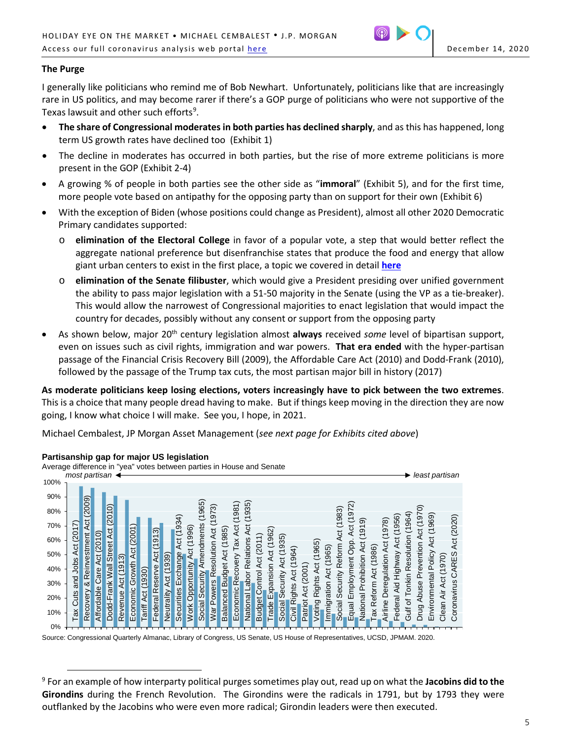## The Purge

I generally like politicians who remind me of Bob Newhart. Unfortunately, politicians like that are increasingly rare in US politics, and may become rarer if there's a GOP purge of politicians who were not supportive of the Texas lawsuit and other such efforts[9].

- **The share of Congressional moderates in both parties has declined sharply**, and as this has happened, long term US growth rates have declined too (Exhibit 1)
- The decline in moderates has occurred in both parties, but the rise of more extreme politicians is more present in the GOP (Exhibit 2-4)
- A growing % of people in both parties see the other side as "**immoral**" (Exhibit 5), and for the first time, more people vote based on antipathy for the opposing party than on support for their own (Exhibit 6)
- With the exception of Biden (whose positions could change as President), almost all other 2020 Democratic Primary candidates supported:
  - **elimination of the Electoral College** in favor of a popular vote, a step that would better reflect the aggregate national preference but disenfranchise states that produce the food and energy that allow giant urban centers to exist in the first place, a topic we covered in detail **here**
  - **elimination of the Senate filibuster**, which would give a President presiding over unified government the ability to pass major legislation with a 51-50 majority in the Senate (using the VP as a tie-breaker). This would allow the narrowest of Congressional majorities to enact legislation that would impact the country for decades, possibly without any consent or support from the opposing party
- As shown below, major 20th century legislation almost **always** received *some* level of bipartisan support, even on issues such as civil rights, immigration and war powers. **That era ended** with the hyper-partisan passage of the Financial Crisis Recovery Bill (2009), the Affordable Care Act (2010) and Dodd-Frank (2010), followed by the passage of the Trump tax cuts, the most partisan major bill in history (2017)

**As moderate politicians keep losing elections, voters increasingly have to pick between the two extremes**. This is a choice that many people dread having to make. But if things keep moving in the direction they are now going, I know what choice I will make. See you, I hope, in 2021.

Michael Cembalest, JP Morgan Asset Management (*see next page for Exhibits cited above*)

**Partisanship gap for major US legislation**

Average difference in "yea" votes between parties in House and Senate

*most partisan* ◄──► *least partisan*

Tax Cuts and Jobs Act (2017); Recovery & Reinvestment Act (2009); Affordable Care Act (2010); Dodd-Frank Wall Street Act (2010); Revenue Act (1913); Economic Growth Act (2001); Tariff Act (1930); Federal Reserve Act (1913); Neutrality Act (1939); Securities Exchange Act (1934); Work Opportunity Act (1996); Social Security Amendments (1965); War Powers Resolution Act (1973); Balanced Budget Act (1985); Economic Recovery Tax Act (1981); National Labor Relations Act (1935); Budget Control Act (2011); Trade Expansion Act (1962); Social Security Act (1935); Civil Rights Act (1964); Patriot Act (2001); Voting Rights Act (1965); Immigration Act (1965); Social Security Reform Act (1983); Equal Employment Opp. Act (1972); National Prohibition Act (1919); Tax Reform Act (1986); Airline Deregulation Act (1978); Federal Aid Highway Act (1956); Gulf of Tonkin Resolution (1964); Drug Abuse Prevention Act (1970); Environmental Policy Act (1969); Clean Air Act (1970); Coronavirus CARES Act (2020)

Source: Congressional Quarterly Almanac, Library of Congress, US Senate, US House of Representatives, UCSD, JPMAM. 2020.

[9] For an example of how interparty political purges sometimes play out, read up on what the **Jacobins did to the Girondins** during the French Revolution. The Girondins were the radicals in 1791, but by 1793 they were outflanked by the Jacobins who were even more radical; Girondin leaders were then executed.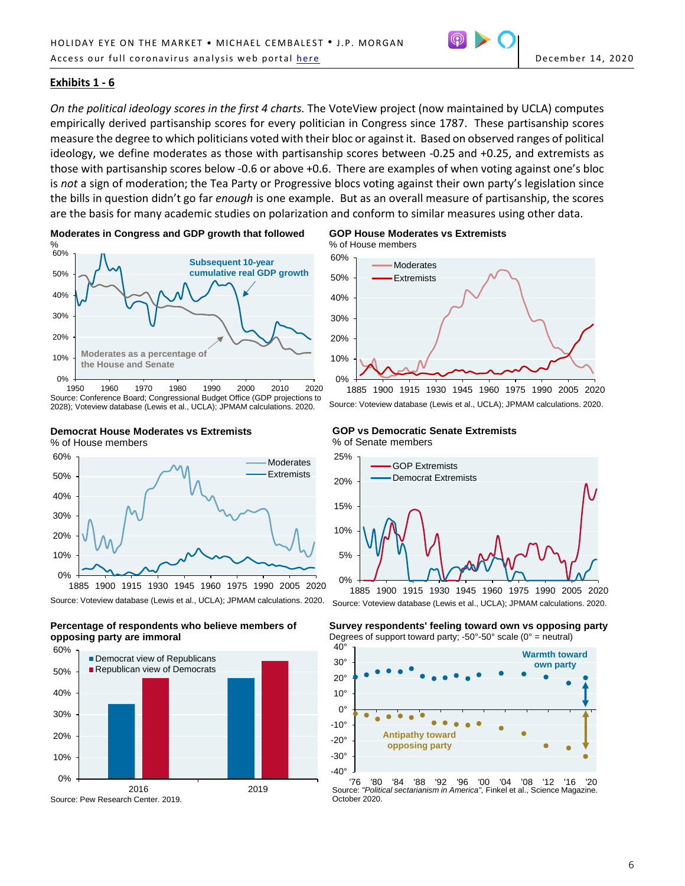**Exhibits 1 - 6**

*On the political ideology scores in the first 4 charts.* The VoteView project (now maintained by UCLA) computes empirically derived partisanship scores for every politician in Congress since 1787. These partisanship scores measure the degree to which politicians voted with their bloc or against it. Based on observed ranges of political ideology, we define moderates as those with partisanship scores between -0.25 and +0.25, and extremists as those with partisanship scores below -0.6 or above +0.6. There are examples of when voting against one's bloc is *not* a sign of moderation; the Tea Party or Progressive blocs voting against their own party's legislation since the bills in question didn't go far *enough* is one example. But as an overall measure of partisanship, the scores are the basis for many academic studies on polarization and conform to similar measures using other data.

**Moderates in Congress and GDP growth that followed**

%

Subsequent 10-year cumulative real GDP growth

Moderates as a percentage of the House and Senate

Source: Conference Board; Congressional Budget Office (GDP projections to 2028); Voteview database (Lewis et al., UCLA); JPMAM calculations. 2020.

**GOP House Moderates vs Extremists**

% of House members

Moderates; Extremists

Source: Voteview database (Lewis et al., UCLA); JPMAM calculations. 2020.

**Democrat House Moderates vs Extremists**

% of House members

Moderates; Extremists

Source: Voteview database (Lewis et al., UCLA); JPMAM calculations. 2020.

**GOP vs Democratic Senate Extremists**

% of Senate members

GOP Extremists; Democrat Extremists

Source: Voteview database (Lewis et al., UCLA); JPMAM calculations. 2020.

**Percentage of respondents who believe members of opposing party are immoral**

| | Democrat view of Republicans | Republican view of Democrats |
|---|---|---|
| 2016 | ~35% | ~47% |
| 2019 | ~47% | ~55% |

Source: Pew Research Center. 2019.

**Survey respondents' feeling toward own vs opposing party**

Degrees of support toward party; -50°-50° scale (0° = neutral)

Warmth toward own party

Antipathy toward opposing party

Source: *"Political sectarianism in America"*, Finkel et al., Science Magazine. October 2020.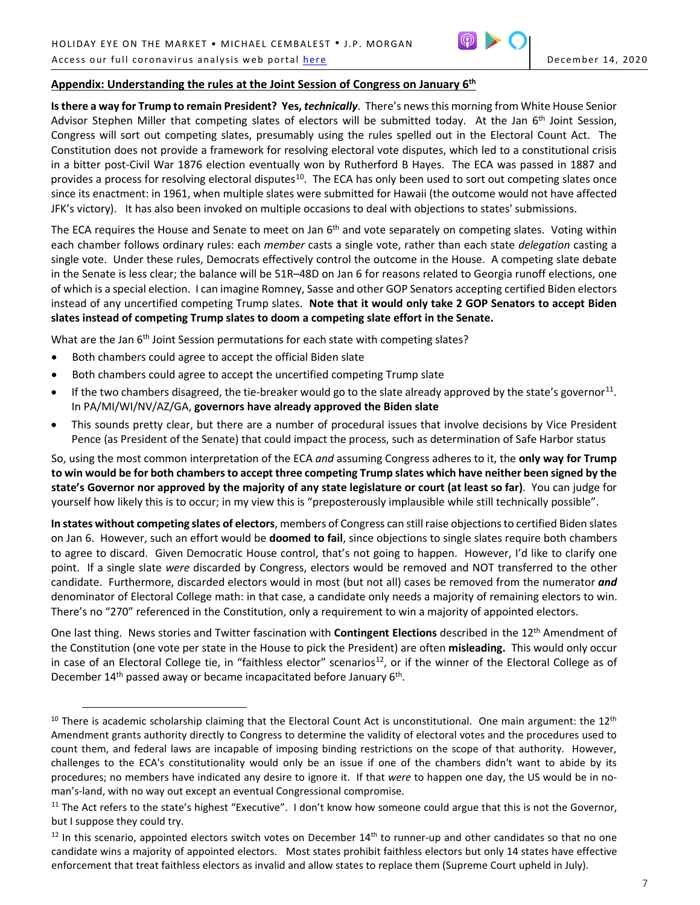## Appendix: Understanding the rules at the Joint Session of Congress on January 6th

**Is there a way for Trump to remain President? Yes, *technically*.** There's news this morning from White House Senior Advisor Stephen Miller that competing slates of electors will be submitted today. At the Jan 6th Joint Session, Congress will sort out competing slates, presumably using the rules spelled out in the Electoral Count Act. The Constitution does not provide a framework for resolving electoral vote disputes, which led to a constitutional crisis in a bitter post-Civil War 1876 election eventually won by Rutherford B Hayes. The ECA was passed in 1887 and provides a process for resolving electoral disputes[10]. The ECA has only been used to sort out competing slates once since its enactment: in 1961, when multiple slates were submitted for Hawaii (the outcome would not have affected JFK's victory). It has also been invoked on multiple occasions to deal with objections to states' submissions.

The ECA requires the House and Senate to meet on Jan 6th and vote separately on competing slates. Voting within each chamber follows ordinary rules: each *member* casts a single vote, rather than each state *delegation* casting a single vote. Under these rules, Democrats effectively control the outcome in the House. A competing slate debate in the Senate is less clear; the balance will be 51R–48D on Jan 6 for reasons related to Georgia runoff elections, one of which is a special election. I can imagine Romney, Sasse and other GOP Senators accepting certified Biden electors instead of any uncertified competing Trump slates. **Note that it would only take 2 GOP Senators to accept Biden slates instead of competing Trump slates to doom a competing slate effort in the Senate.**

What are the Jan 6th Joint Session permutations for each state with competing slates?

- Both chambers could agree to accept the official Biden slate
- Both chambers could agree to accept the uncertified competing Trump slate
- If the two chambers disagreed, the tie-breaker would go to the slate already approved by the state's governor[11]. In PA/MI/WI/NV/AZ/GA, **governors have already approved the Biden slate**
- This sounds pretty clear, but there are a number of procedural issues that involve decisions by Vice President Pence (as President of the Senate) that could impact the process, such as determination of Safe Harbor status

So, using the most common interpretation of the ECA *and* assuming Congress adheres to it, the **only way for Trump to win would be for both chambers to accept three competing Trump slates which have neither been signed by the state's Governor nor approved by the majority of any state legislature or court (at least so far)**. You can judge for yourself how likely this is to occur; in my view this is "preposterously implausible while still technically possible".

**In states without competing slates of electors**, members of Congress can still raise objections to certified Biden slates on Jan 6. However, such an effort would be **doomed to fail**, since objections to single slates require both chambers to agree to discard. Given Democratic House control, that's not going to happen. However, I'd like to clarify one point. If a single slate *were* discarded by Congress, electors would be removed and NOT transferred to the other candidate. Furthermore, discarded electors would in most (but not all) cases be removed from the numerator ***and*** denominator of Electoral College math: in that case, a candidate only needs a majority of remaining electors to win. There's no "270" referenced in the Constitution, only a requirement to win a majority of appointed electors.

One last thing. News stories and Twitter fascination with **Contingent Elections** described in the 12th Amendment of the Constitution (one vote per state in the House to pick the President) are often **misleading.** This would only occur in case of an Electoral College tie, in "faithless elector" scenarios[12], or if the winner of the Electoral College as of December 14th passed away or became incapacitated before January 6th.

---

[10] There is academic scholarship claiming that the Electoral Count Act is unconstitutional. One main argument: the 12th Amendment grants authority directly to Congress to determine the validity of electoral votes and the procedures used to count them, and federal laws are incapable of imposing binding restrictions on the scope of that authority. However, challenges to the ECA's constitutionality would only be an issue if one of the chambers didn't want to abide by its procedures; no members have indicated any desire to ignore it. If that *were* to happen one day, the US would be in no-man's-land, with no way out except an eventual Congressional compromise.

[11] The Act refers to the state's highest "Executive". I don't know how someone could argue that this is not the Governor, but I suppose they could try.

[12] In this scenario, appointed electors switch votes on December 14th to runner-up and other candidates so that no one candidate wins a majority of appointed electors. Most states prohibit faithless electors but only 14 states have effective enforcement that treat faithless electors as invalid and allow states to replace them (Supreme Court upheld in July).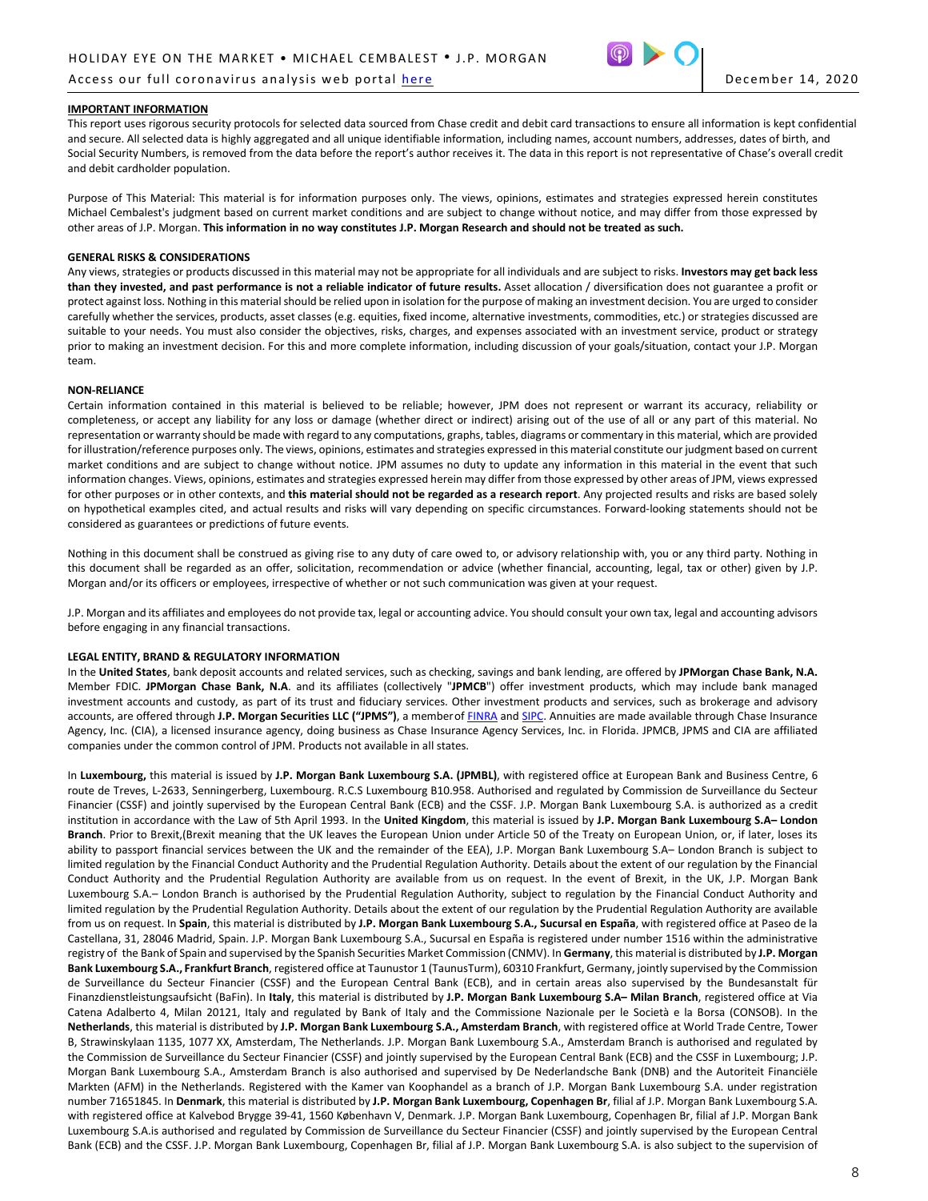**IMPORTANT INFORMATION**

This report uses rigorous security protocols for selected data sourced from Chase credit and debit card transactions to ensure all information is kept confidential and secure. All selected data is highly aggregated and all unique identifiable information, including names, account numbers, addresses, dates of birth, and Social Security Numbers, is removed from the data before the report's author receives it. The data in this report is not representative of Chase's overall credit and debit cardholder population.

Purpose of This Material: This material is for information purposes only. The views, opinions, estimates and strategies expressed herein constitutes Michael Cembalest's judgment based on current market conditions and are subject to change without notice, and may differ from those expressed by other areas of J.P. Morgan. **This information in no way constitutes J.P. Morgan Research and should not be treated as such.**

**GENERAL RISKS & CONSIDERATIONS**

Any views, strategies or products discussed in this material may not be appropriate for all individuals and are subject to risks. **Investors may get back less than they invested, and past performance is not a reliable indicator of future results.** Asset allocation / diversification does not guarantee a profit or protect against loss. Nothing in this material should be relied upon in isolation for the purpose of making an investment decision. You are urged to consider carefully whether the services, products, asset classes (e.g. equities, fixed income, alternative investments, commodities, etc.) or strategies discussed are suitable to your needs. You must also consider the objectives, risks, charges, and expenses associated with an investment service, product or strategy prior to making an investment decision. For this and more complete information, including discussion of your goals/situation, contact your J.P. Morgan team.

**NON-RELIANCE**

Certain information contained in this material is believed to be reliable; however, JPM does not represent or warrant its accuracy, reliability or completeness, or accept any liability for any loss or damage (whether direct or indirect) arising out of the use of all or any part of this material. No representation or warranty should be made with regard to any computations, graphs, tables, diagrams or commentary in this material, which are provided for illustration/reference purposes only. The views, opinions, estimates and strategies expressed in this material constitute our judgment based on current market conditions and are subject to change without notice. JPM assumes no duty to update any information in this material in the event that such information changes. Views, opinions, estimates and strategies expressed herein may differ from those expressed by other areas of JPM, views expressed for other purposes or in other contexts, and **this material should not be regarded as a research report**. Any projected results and risks are based solely on hypothetical examples cited, and actual results and risks will vary depending on specific circumstances. Forward-looking statements should not be considered as guarantees or predictions of future events.

Nothing in this document shall be construed as giving rise to any duty of care owed to, or advisory relationship with, you or any third party. Nothing in this document shall be regarded as an offer, solicitation, recommendation or advice (whether financial, accounting, legal, tax or other) given by J.P. Morgan and/or its officers or employees, irrespective of whether or not such communication was given at your request.

J.P. Morgan and its affiliates and employees do not provide tax, legal or accounting advice. You should consult your own tax, legal and accounting advisors before engaging in any financial transactions.

**LEGAL ENTITY, BRAND & REGULATORY INFORMATION**

In the **United States**, bank deposit accounts and related services, such as checking, savings and bank lending, are offered by **JPMorgan Chase Bank, N.A.** Member FDIC. **JPMorgan Chase Bank, N.A**. and its affiliates (collectively "**JPMCB**") offer investment products, which may include bank managed investment accounts and custody, as part of its trust and fiduciary services. Other investment products and services, such as brokerage and advisory accounts, are offered through **J.P. Morgan Securities LLC ("JPMS")**, a member of FINRA and SIPC. Annuities are made available through Chase Insurance Agency, Inc. (CIA), a licensed insurance agency, doing business as Chase Insurance Agency Services, Inc. in Florida. JPMCB, JPMS and CIA are affiliated companies under the common control of JPM. Products not available in all states.

In **Luxembourg,** this material is issued by **J.P. Morgan Bank Luxembourg S.A. (JPMBL)**, with registered office at European Bank and Business Centre, 6 route de Treves, L-2633, Senningerberg, Luxembourg. R.C.S Luxembourg B10.958. Authorised and regulated by Commission de Surveillance du Secteur Financier (CSSF) and jointly supervised by the European Central Bank (ECB) and the CSSF. J.P. Morgan Bank Luxembourg S.A. is authorized as a credit institution in accordance with the Law of 5th April 1993. In the **United Kingdom**, this material is issued by **J.P. Morgan Bank Luxembourg S.A– London Branch**. Prior to Brexit,(Brexit meaning that the UK leaves the European Union under Article 50 of the Treaty on European Union, or, if later, loses its ability to passport financial services between the UK and the remainder of the EEA), J.P. Morgan Bank Luxembourg S.A– London Branch is subject to limited regulation by the Financial Conduct Authority and the Prudential Regulation Authority. Details about the extent of our regulation by the Financial Conduct Authority and the Prudential Regulation Authority are available from us on request. In the event of Brexit, in the UK, J.P. Morgan Bank Luxembourg S.A.– London Branch is authorised by the Prudential Regulation Authority, subject to regulation by the Financial Conduct Authority and limited regulation by the Prudential Regulation Authority. Details about the extent of our regulation by the Prudential Regulation Authority are available from us on request. In **Spain**, this material is distributed by **J.P. Morgan Bank Luxembourg S.A., Sucursal en España**, with registered office at Paseo de la Castellana, 31, 28046 Madrid, Spain. J.P. Morgan Bank Luxembourg S.A., Sucursal en España is registered under number 1516 within the administrative registry of the Bank of Spain and supervised by the Spanish Securities Market Commission (CNMV). In **Germany**, this material is distributed by **J.P. Morgan Bank Luxembourg S.A., Frankfurt Branch**, registered office at Taunustor 1 (TaunusTurm), 60310 Frankfurt, Germany, jointly supervised by the Commission de Surveillance du Secteur Financier (CSSF) and the European Central Bank (ECB), and in certain areas also supervised by the Bundesanstalt für Finanzdienstleistungsaufsicht (BaFin). In **Italy**, this material is distributed by **J.P. Morgan Bank Luxembourg S.A– Milan Branch**, registered office at Via Catena Adalberto 4, Milan 20121, Italy and regulated by Bank of Italy and the Commissione Nazionale per le Società e la Borsa (CONSOB). In the **Netherlands**, this material is distributed by **J.P. Morgan Bank Luxembourg S.A., Amsterdam Branch**, with registered office at World Trade Centre, Tower B, Strawinskylaan 1135, 1077 XX, Amsterdam, The Netherlands. J.P. Morgan Bank Luxembourg S.A., Amsterdam Branch is authorised and regulated by the Commission de Surveillance du Secteur Financier (CSSF) and jointly supervised by the European Central Bank (ECB) and the CSSF in Luxembourg; J.P. Morgan Bank Luxembourg S.A., Amsterdam Branch is also authorised and supervised by De Nederlandsche Bank (DNB) and the Autoriteit Financiële Markten (AFM) in the Netherlands. Registered with the Kamer van Koophandel as a branch of J.P. Morgan Bank Luxembourg S.A. under registration number 71651845. In **Denmark**, this material is distributed by **J.P. Morgan Bank Luxembourg, Copenhagen Br**, filial af J.P. Morgan Bank Luxembourg S.A. with registered office at Kalvebod Brygge 39-41, 1560 København V, Denmark. J.P. Morgan Bank Luxembourg, Copenhagen Br, filial af J.P. Morgan Bank Luxembourg S.A.is authorised and regulated by Commission de Surveillance du Secteur Financier (CSSF) and jointly supervised by the European Central Bank (ECB) and the CSSF. J.P. Morgan Bank Luxembourg, Copenhagen Br, filial af J.P. Morgan Bank Luxembourg S.A. is also subject to the supervision of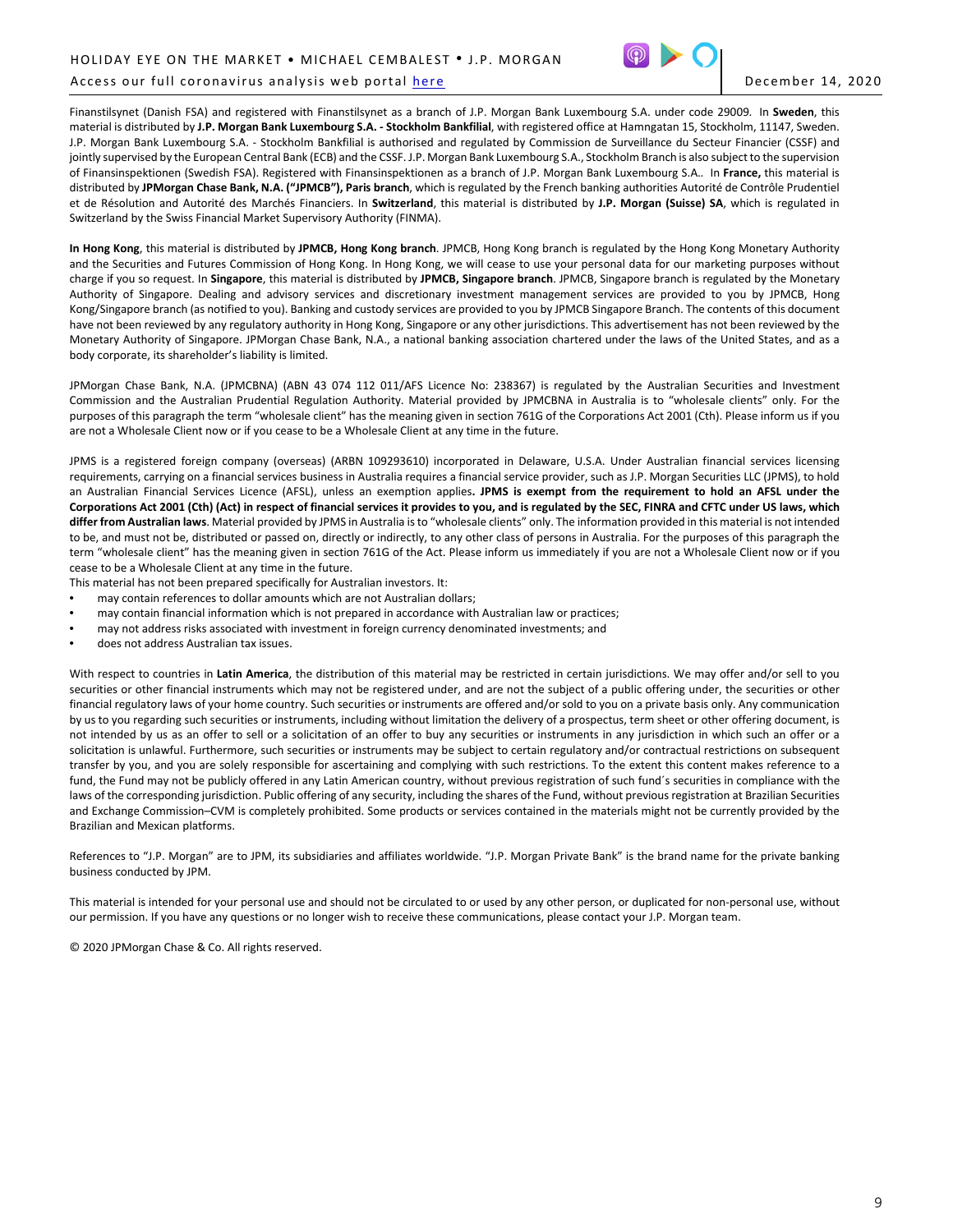Finanstilsynet (Danish FSA) and registered with Finanstilsynet as a branch of J.P. Morgan Bank Luxembourg S.A. under code 29009. In **Sweden**, this material is distributed by **J.P. Morgan Bank Luxembourg S.A. - Stockholm Bankfilial**, with registered office at Hamngatan 15, Stockholm, 11147, Sweden. J.P. Morgan Bank Luxembourg S.A. - Stockholm Bankfilial is authorised and regulated by Commission de Surveillance du Secteur Financier (CSSF) and jointly supervised by the European Central Bank (ECB) and the CSSF. J.P. Morgan Bank Luxembourg S.A., Stockholm Branch is also subject to the supervision of Finansinspektionen (Swedish FSA). Registered with Finansinspektionen as a branch of J.P. Morgan Bank Luxembourg S.A.. In **France,** this material is distributed by **JPMorgan Chase Bank, N.A. ("JPMCB"), Paris branch**, which is regulated by the French banking authorities Autorité de Contrôle Prudentiel et de Résolution and Autorité des Marchés Financiers. In **Switzerland**, this material is distributed by **J.P. Morgan (Suisse) SA**, which is regulated in Switzerland by the Swiss Financial Market Supervisory Authority (FINMA).

**In Hong Kong**, this material is distributed by **JPMCB, Hong Kong branch**. JPMCB, Hong Kong branch is regulated by the Hong Kong Monetary Authority and the Securities and Futures Commission of Hong Kong. In Hong Kong, we will cease to use your personal data for our marketing purposes without charge if you so request. In **Singapore**, this material is distributed by **JPMCB, Singapore branch**. JPMCB, Singapore branch is regulated by the Monetary Authority of Singapore. Dealing and advisory services and discretionary investment management services are provided to you by JPMCB, Hong Kong/Singapore branch (as notified to you). Banking and custody services are provided to you by JPMCB Singapore Branch. The contents of this document have not been reviewed by any regulatory authority in Hong Kong, Singapore or any other jurisdictions. This advertisement has not been reviewed by the Monetary Authority of Singapore. JPMorgan Chase Bank, N.A., a national banking association chartered under the laws of the United States, and as a body corporate, its shareholder's liability is limited.

JPMorgan Chase Bank, N.A. (JPMCBNA) (ABN 43 074 112 011/AFS Licence No: 238367) is regulated by the Australian Securities and Investment Commission and the Australian Prudential Regulation Authority. Material provided by JPMCBNA in Australia is to "wholesale clients" only. For the purposes of this paragraph the term "wholesale client" has the meaning given in section 761G of the Corporations Act 2001 (Cth). Please inform us if you are not a Wholesale Client now or if you cease to be a Wholesale Client at any time in the future.

JPMS is a registered foreign company (overseas) (ARBN 109293610) incorporated in Delaware, U.S.A. Under Australian financial services licensing requirements, carrying on a financial services business in Australia requires a financial service provider, such as J.P. Morgan Securities LLC (JPMS), to hold an Australian Financial Services Licence (AFSL), unless an exemption applies**. JPMS is exempt from the requirement to hold an AFSL under the Corporations Act 2001 (Cth) (Act) in respect of financial services it provides to you, and is regulated by the SEC, FINRA and CFTC under US laws, which differ from Australian laws**. Material provided by JPMS in Australia is to "wholesale clients" only. The information provided in this material is not intended to be, and must not be, distributed or passed on, directly or indirectly, to any other class of persons in Australia. For the purposes of this paragraph the term "wholesale client" has the meaning given in section 761G of the Act. Please inform us immediately if you are not a Wholesale Client now or if you cease to be a Wholesale Client at any time in the future.
This material has not been prepared specifically for Australian investors. It:

- may contain references to dollar amounts which are not Australian dollars;
- may contain financial information which is not prepared in accordance with Australian law or practices;
- may not address risks associated with investment in foreign currency denominated investments; and
- does not address Australian tax issues.

With respect to countries in **Latin America**, the distribution of this material may be restricted in certain jurisdictions. We may offer and/or sell to you securities or other financial instruments which may not be registered under, and are not the subject of a public offering under, the securities or other financial regulatory laws of your home country. Such securities or instruments are offered and/or sold to you on a private basis only. Any communication by us to you regarding such securities or instruments, including without limitation the delivery of a prospectus, term sheet or other offering document, is not intended by us as an offer to sell or a solicitation of an offer to buy any securities or instruments in any jurisdiction in which such an offer or a solicitation is unlawful. Furthermore, such securities or instruments may be subject to certain regulatory and/or contractual restrictions on subsequent transfer by you, and you are solely responsible for ascertaining and complying with such restrictions. To the extent this content makes reference to a fund, the Fund may not be publicly offered in any Latin American country, without previous registration of such fund´s securities in compliance with the laws of the corresponding jurisdiction. Public offering of any security, including the shares of the Fund, without previous registration at Brazilian Securities and Exchange Commission–CVM is completely prohibited. Some products or services contained in the materials might not be currently provided by the Brazilian and Mexican platforms.

References to "J.P. Morgan" are to JPM, its subsidiaries and affiliates worldwide. "J.P. Morgan Private Bank" is the brand name for the private banking business conducted by JPM.

This material is intended for your personal use and should not be circulated to or used by any other person, or duplicated for non-personal use, without our permission. If you have any questions or no longer wish to receive these communications, please contact your J.P. Morgan team.

© 2020 JPMorgan Chase & Co. All rights reserved.